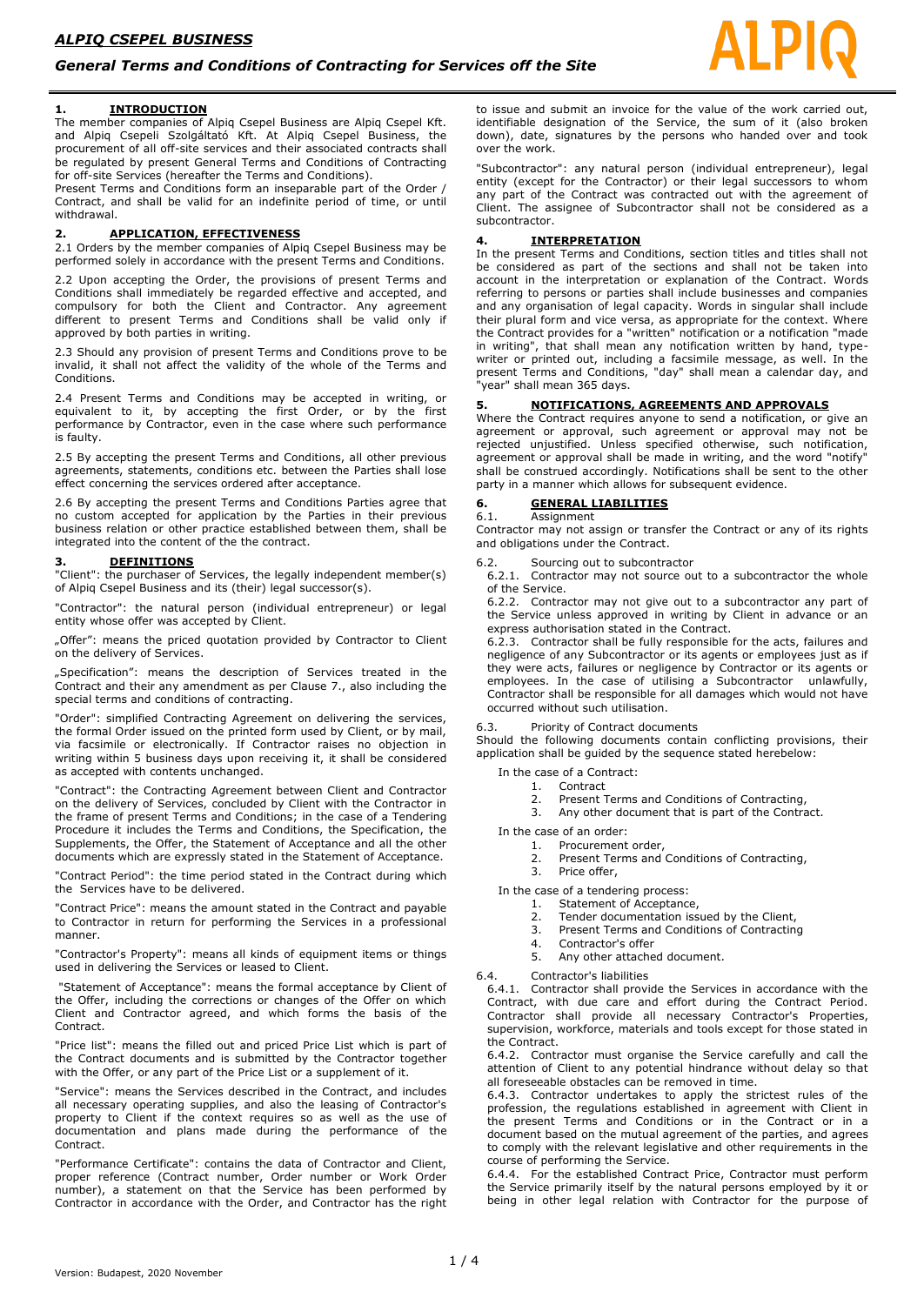# ALPIQ CSEPEL BUSINESS

## General Terms and Conditions of Contracting for Services off the Site

### 1. INTRODUCTION

The member companies of Alpiq Csepel Business are Alpiq Csepel Kft. and Alpiq Csepeli Szolgáltató Kft. At Alpiq Csepel Business, the procurement of all off-site services and their associated contracts shall be regulated by present General Terms and Conditions of Contracting for off-site Services (hereafter the Terms and Conditions).

Present Terms and Conditions form an inseparable part of the Order / Contract, and shall be valid for an indefinite period of time, or until withdrawal.

### 2. APPLICATION, EFFECTIVENESS

2.1 Orders by the member companies of Alpiq Csepel Business may be performed solely in accordance with the present Terms and Conditions.

2.2 Upon accepting the Order, the provisions of present Terms and Conditions shall immediately be regarded effective and accepted, and compulsory for both the Client and Contractor. Any agreement different to present Terms and Conditions shall be valid only if approved by both parties in writing.

2.3 Should any provision of present Terms and Conditions prove to be invalid, it shall not affect the validity of the whole of the Terms and Conditions.

2.4 Present Terms and Conditions may be accepted in writing, or equivalent to it, by accepting the first Order, or by the first performance by Contractor, even in the case where such performance is faulty.

2.5 By accepting the present Terms and Conditions, all other previous agreements, statements, conditions etc. between the Parties shall lose effect concerning the services ordered after acceptance.

2.6 By accepting the present Terms and Conditions Parties agree that no custom accepted for application by the Parties in their previous business relation or other practice established between them, shall be integrated into the content of the the contract.

### 3. DEFINITIONS

"Client": the purchaser of Services, the legally independent member(s) of Alpiq Csepel Business and its (their) legal successor(s).

"Contractor": the natural person (individual entrepreneur) or legal entity whose offer was accepted by Client.

„Offer": means the priced quotation provided by Contractor to Client on the delivery of Services.

„Specification": means the description of Services treated in the Contract and their any amendment as per Clause 7., also including the special terms and conditions of contracting.

"Order": simplified Contracting Agreement on delivering the services, the formal Order issued on the printed form used by Client, or by mail, via facsimile or electronically. If Contractor raises no objection in writing within 5 business days upon receiving it, it shall be considered as accepted with contents unchanged.

"Contract": the Contracting Agreement between Client and Contractor on the delivery of Services, concluded by Client with the Contractor in the frame of present Terms and Conditions; in the case of a Tendering Procedure it includes the Terms and Conditions, the Specification, the Supplements, the Offer, the Statement of Acceptance and all the other documents which are expressly stated in the Statement of Acceptance.

"Contract Period": the time period stated in the Contract during which the Services have to be delivered.

"Contract Price": means the amount stated in the Contract and payable to Contractor in return for performing the Services in a professional manner.

"Contractor's Property": means all kinds of equipment items or things used in delivering the Services or leased to Client.

"Statement of Acceptance": means the formal acceptance by Client of the Offer, including the corrections or changes of the Offer on which Client and Contractor agreed, and which forms the basis of the Contract.

"Price list": means the filled out and priced Price List which is part of the Contract documents and is submitted by the Contractor together with the Offer, or any part of the Price List or a supplement of it.

"Service": means the Services described in the Contract, and includes all necessary operating supplies, and also the leasing of Contractor's property to Client if the context requires so as well as the use of documentation and plans made during the performance of the Contract.

"Performance Certificate": contains the data of Contractor and Client, proper reference (Contract number, Order number or Work Order number), a statement on that the Service has been performed by Contractor in accordance with the Order, and Contractor has the right to issue and submit an invoice for the value of the work carried out, identifiable designation of the Service, the sum of it (also broken down), date, signatures by the persons who handed over and took over the work.

"Subcontractor": any natural person (individual entrepreneur), legal entity (except for the Contractor) or their legal successors to whom any part of the Contract was contracted out with the agreement of Client. The assignee of Subcontractor shall not be considered as a subcontractor.

### 4. INTERPRETATION

In the present Terms and Conditions, section titles and titles shall not be considered as part of the sections and shall not be taken into account in the interpretation or explanation of the Contract. Words referring to persons or parties shall include businesses and companies and any organisation of legal capacity. Words in singular shall include their plural form and vice versa, as appropriate for the context. Where the Contract provides for a "written" notification or a notification "made in writing", that shall mean any notification written by hand, type-writer or printed out, including a facsimile message, as well. In the present Terms and Conditions, "day" shall mean a calendar day, and "year" shall mean 365 days.

### 5. NOTIFICATIONS, AGREEMENTS AND APPROVALS

Where the Contract requires anyone to send a notification, or give an agreement or approval, such agreement or approval may not be rejected unjustified. Unless specified otherwise, such notification, agreement or approval shall be made in writing, and the word "notify" shall be construed accordingly. Notifications shall be sent to the other party in a manner which allows for subsequent evidence.

### 6. GENERAL LIABILITIES

6.1. Assignment

Contractor may not assign or transfer the Contract or any of its rights and obligations under the Contract.

6.2. Sourcing out to subcontractor

6.2.1. Contractor may not source out to a subcontractor the whole of the Service.

6.2.2. Contractor may not give out to a subcontractor any part of the Service unless approved in writing by Client in advance or an express authorisation stated in the Contract.

6.2.3. Contractor shall be fully responsible for the acts, failures and negligence of any Subcontractor or its agents or employees just as if they were acts, failures or negligence by Contractor or its agents or employees. In the case of utilising a Subcontractor unlawfully, Contractor shall be responsible for all damages which would not have occurred without such utilisation.

6.3. Priority of Contract documents

Should the following documents contain conflicting provisions, their application shall be guided by the sequence stated herebelow:

In the case of a Contract:

1. Contract
2. Present Terms and Conditions of Contracting,
3. Any other document that is part of the Contract.

In the case of an order:

1. Procurement order,
2. Present Terms and Conditions of Contracting,
3. Price offer,

In the case of a tendering process:

1. Statement of Acceptance,
2. Tender documentation issued by the Client,
3. Present Terms and Conditions of Contracting
4. Contractor's offer
5. Any other attached document.

6.4. Contractor's liabilities

6.4.1. Contractor shall provide the Services in accordance with the Contract, with due care and effort during the Contract Period. Contractor shall provide all necessary Contractor's Properties, supervision, workforce, materials and tools except for those stated in the Contract.

6.4.2. Contractor must organise the Service carefully and call the attention of Client to any potential hindrance without delay so that all foreseeable obstacles can be removed in time.

6.4.3. Contractor undertakes to apply the strictest rules of the profession, the regulations established in agreement with Client in the present Terms and Conditions or in the Contract or in a document based on the mutual agreement of the parties, and agrees to comply with the relevant legislative and other requirements in the course of performing the Service.

6.4.4. For the established Contract Price, Contractor must perform the Service primarily itself by the natural persons employed by it or being in other legal relation with Contractor for the purpose of

Version: Budapest, 2020 November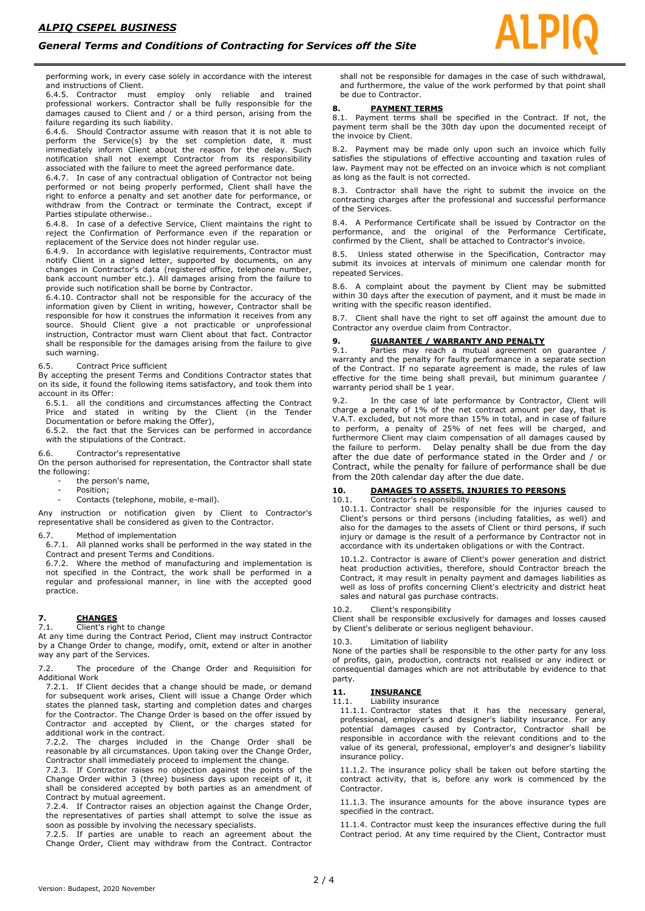performing work, in every case solely in accordance with the interest and instructions of Client.

6.4.5. Contractor must employ only reliable and trained professional workers. Contractor shall be fully responsible for the damages caused to Client and / or a third person, arising from the failure regarding its such liability.

6.4.6. Should Contractor assume with reason that it is not able to perform the Service(s) by the set completion date, it must immediately inform Client about the reason for the delay. Such notification shall not exempt Contractor from its responsibility associated with the failure to meet the agreed performance date.

6.4.7. In case of any contractual obligation of Contractor not being performed or not being properly performed, Client shall have the right to enforce a penalty and set another date for performance, or withdraw from the Contract or terminate the Contract, except if Parties stipulate otherwise..

6.4.8. In case of a defective Service, Client maintains the right to reject the Confirmation of Performance even if the reparation or replacement of the Service does not hinder regular use.

6.4.9. In accordance with legislative requirements, Contractor must notify Client in a signed letter, supported by documents, on any changes in Contractor's data (registered office, telephone number, bank account number etc.). All damages arising from the failure to provide such notification shall be borne by Contractor.

6.4.10. Contractor shall not be responsible for the accuracy of the information given by Client in writing, however, Contractor shall be responsible for how it construes the information it receives from any source. Should Client give a not practicable or unprofessional instruction, Contractor must warn Client about that fact. Contractor shall be responsible for the damages arising from the failure to give such warning.

6.5. Contract Price sufficient

By accepting the present Terms and Conditions Contractor states that on its side, it found the following items satisfactory, and took them into account in its Offer:

6.5.1. all the conditions and circumstances affecting the Contract Price and stated in writing by the Client (in the Tender Documentation or before making the Offer),

6.5.2. the fact that the Services can be performed in accordance with the stipulations of the Contract.

6.6. Contractor's representative

On the person authorised for representation, the Contractor shall state the following:

- the person's name,
- Position;
- Contacts (telephone, mobile, e-mail).

Any instruction or notification given by Client to Contractor's representative shall be considered as given to the Contractor.

6.7. Method of implementation

6.7.1. All planned works shall be performed in the way stated in the Contract and present Terms and Conditions.

6.7.2. Where the method of manufacturing and implementation is not specified in the Contract, the work shall be performed in a regular and professional manner, in line with the accepted good practice.

## 7. CHANGES

7.1. Client's right to change

At any time during the Contract Period, Client may instruct Contractor by a Change Order to change, modify, omit, extend or alter in another way any part of the Services.

7.2. The procedure of the Change Order and Requisition for Additional Work

7.2.1. If Client decides that a change should be made, or demand for subsequent work arises, Client will issue a Change Order which states the planned task, starting and completion dates and charges for the Contractor. The Change Order is based on the offer issued by Contractor and accepted by Client, or the charges stated for additional work in the contract.

7.2.2. The charges included in the Change Order shall be reasonable by all circumstances. Upon taking over the Change Order, Contractor shall immediately proceed to implement the change.

7.2.3. If Contractor raises no objection against the points of the Change Order within 3 (three) business days upon receipt of it, it shall be considered accepted by both parties as an amendment of Contract by mutual agreement.

7.2.4. If Contractor raises an objection against the Change Order, the representatives of parties shall attempt to solve the issue as soon as possible by involving the necessary specialists.

7.2.5. If parties are unable to reach an agreement about the Change Order, Client may withdraw from the Contract. Contractor shall not be responsible for damages in the case of such withdrawal, and furthermore, the value of the work performed by that point shall be due to Contractor.

## 8. PAYMENT TERMS

8.1. Payment terms shall be specified in the Contract. If not, the payment term shall be the 30th day upon the documented receipt of the invoice by Client.

8.2. Payment may be made only upon such an invoice which fully satisfies the stipulations of effective accounting and taxation rules of law. Payment may not be effected on an invoice which is not compliant as long as the fault is not corrected.

8.3. Contractor shall have the right to submit the invoice on the contracting charges after the professional and successful performance of the Services.

8.4. A Performance Certificate shall be issued by Contractor on the performance, and the original of the Performance Certificate, confirmed by the Client, shall be attached to Contractor's invoice.

8.5. Unless stated otherwise in the Specification, Contractor may submit its invoices at intervals of minimum one calendar month for repeated Services.

8.6. A complaint about the payment by Client may be submitted within 30 days after the execution of payment, and it must be made in writing with the specific reason identified.

8.7. Client shall have the right to set off against the amount due to Contractor any overdue claim from Contractor.

## 9. GUARANTEE / WARRANTY AND PENALTY

9.1. Parties may reach a mutual agreement on guarantee / warranty and the penalty for faulty performance in a separate section of the Contract. If no separate agreement is made, the rules of law effective for the time being shall prevail, but minimum guarantee / warranty period shall be 1 year.

9.2. In the case of late performance by Contractor, Client will charge a penalty of 1% of the net contract amount per day, that is V.A.T. excluded, but not more than 15% in total, and in case of failure to perform, a penalty of 25% of net fees will be charged, and furthermore Client may claim compensation of all damages caused by the failure to perform. Delay penalty shall be due from the day after the due date of performance stated in the Order and / or Contract, while the penalty for failure of performance shall be due from the 20th calendar day after the due date.

## 10. DAMAGES TO ASSETS, INJURIES TO PERSONS

10.1. Contractor's responsibility

10.1.1. Contractor shall be responsible for the injuries caused to Client's persons or third persons (including fatalities, as well) and also for the damages to the assets of Client or third persons, if such injury or damage is the result of a performance by Contractor not in accordance with its undertaken obligations or with the Contract.

10.1.2. Contractor is aware of Client's power generation and district heat production activities, therefore, should Contractor breach the Contract, it may result in penalty payment and damages liabilities as well as loss of profits concerning Client's electricity and district heat sales and natural gas purchase contracts.

10.2. Client's responsibility

Client shall be responsible exclusively for damages and losses caused by Client's deliberate or serious negligent behaviour.

10.3. Limitation of liability

None of the parties shall be responsible to the other party for any loss of profits, gain, production, contracts not realised or any indirect or consequential damages which are not attributable by evidence to that party.

## 11. INSURANCE

11.1. Liability insurance

11.1.1. Contractor states that it has the necessary general, professional, employer's and designer's liability insurance. For any potential damages caused by Contractor, Contractor shall be responsible in accordance with the relevant conditions and to the value of its general, professional, employer's and designer's liability insurance policy.

11.1.2. The insurance policy shall be taken out before starting the contract activity, that is, before any work is commenced by the Contractor.

11.1.3. The insurance amounts for the above insurance types are specified in the contract.

11.1.4. Contractor must keep the insurances effective during the full Contract period. At any time required by the Client, Contractor must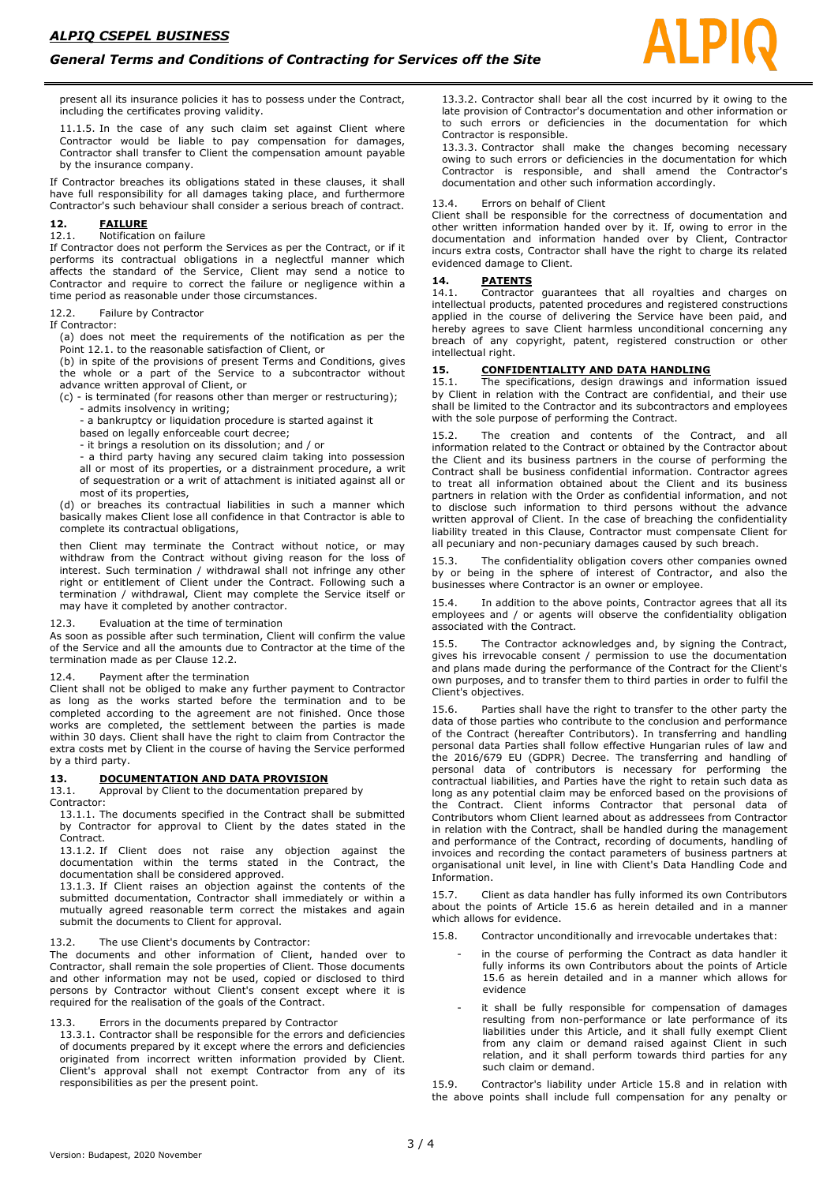present all its insurance policies it has to possess under the Contract, including the certificates proving validity.

11.1.5. In the case of any such claim set against Client where Contractor would be liable to pay compensation for damages, Contractor shall transfer to Client the compensation amount payable by the insurance company.

If Contractor breaches its obligations stated in these clauses, it shall have full responsibility for all damages taking place, and furthermore Contractor's such behaviour shall consider a serious breach of contract.

## 12. FAILURE

12.1. Notification on failure

If Contractor does not perform the Services as per the Contract, or if it performs its contractual obligations in a neglectful manner which affects the standard of the Service, Client may send a notice to Contractor and require to correct the failure or negligence within a time period as reasonable under those circumstances.

12.2. Failure by Contractor

If Contractor:

(a) does not meet the requirements of the notification as per the Point 12.1. to the reasonable satisfaction of Client, or

(b) in spite of the provisions of present Terms and Conditions, gives the whole or a part of the Service to a subcontractor without advance written approval of Client, or

(c) - is terminated (for reasons other than merger or restructuring);
- admits insolvency in writing;
- a bankruptcy or liquidation procedure is started against it based on legally enforceable court decree;
- it brings a resolution on its dissolution; and / or
- a third party having any secured claim taking into possession all or most of its properties, or a distrainment procedure, a writ of sequestration or a writ of attachment is initiated against all or most of its properties,

(d) or breaches its contractual liabilities in such a manner which basically makes Client lose all confidence in that Contractor is able to complete its contractual obligations,

then Client may terminate the Contract without notice, or may withdraw from the Contract without giving reason for the loss of interest. Such termination / withdrawal shall not infringe any other right or entitlement of Client under the Contract. Following such a termination / withdrawal, Client may complete the Service itself or may have it completed by another contractor.

12.3. Evaluation at the time of termination

As soon as possible after such termination, Client will confirm the value of the Service and all the amounts due to Contractor at the time of the termination made as per Clause 12.2.

12.4. Payment after the termination

Client shall not be obliged to make any further payment to Contractor as long as the works started before the termination and to be completed according to the agreement are not finished. Once those works are completed, the settlement between the parties is made within 30 days. Client shall have the right to claim from Contractor the extra costs met by Client in the course of having the Service performed by a third party.

## 13. DOCUMENTATION AND DATA PROVISION

13.1. Approval by Client to the documentation prepared by Contractor:

13.1.1. The documents specified in the Contract shall be submitted by Contractor for approval to Client by the dates stated in the Contract.

13.1.2. If Client does not raise any objection against the documentation within the terms stated in the Contract, the documentation shall be considered approved.

13.1.3. If Client raises an objection against the contents of the submitted documentation, Contractor shall immediately or within a mutually agreed reasonable term correct the mistakes and again submit the documents to Client for approval.

13.2. The use Client's documents by Contractor:

The documents and other information of Client, handed over to Contractor, shall remain the sole properties of Client. Those documents and other information may not be used, copied or disclosed to third persons by Contractor without Client's consent except where it is required for the realisation of the goals of the Contract.

13.3. Errors in the documents prepared by Contractor

13.3.1. Contractor shall be responsible for the errors and deficiencies of documents prepared by it except where the errors and deficiencies originated from incorrect written information provided by Client. Client's approval shall not exempt Contractor from any of its responsibilities as per the present point.

13.3.2. Contractor shall bear all the cost incurred by it owing to the late provision of Contractor's documentation and other information or to such errors or deficiencies in the documentation for which Contractor is responsible.

13.3.3. Contractor shall make the changes becoming necessary owing to such errors or deficiencies in the documentation for which Contractor is responsible, and shall amend the Contractor's documentation and other such information accordingly.

13.4. Errors on behalf of Client

Client shall be responsible for the correctness of documentation and other written information handed over by it. If, owing to error in the documentation and information handed over by Client, Contractor incurs extra costs, Contractor shall have the right to charge its related evidenced damage to Client.

## 14. PATENTS

14.1. Contractor guarantees that all royalties and charges on intellectual products, patented procedures and registered constructions applied in the course of delivering the Service have been paid, and hereby agrees to save Client harmless unconditional concerning any breach of any copyright, patent, registered construction or other intellectual right.

## 15. CONFIDENTIALITY AND DATA HANDLING

15.1. The specifications, design drawings and information issued by Client in relation with the Contract are confidential, and their use shall be limited to the Contractor and its subcontractors and employees with the sole purpose of performing the Contract.

15.2. The creation and contents of the Contract, and all information related to the Contract or obtained by the Contractor about the Client and its business partners in the course of performing the Contract shall be business confidential information. Contractor agrees to treat all information obtained about the Client and its business partners in relation with the Order as confidential information, and not to disclose such information to third persons without the advance written approval of Client. In the case of breaching the confidentiality liability treated in this Clause, Contractor must compensate Client for all pecuniary and non-pecuniary damages caused by such breach.

15.3. The confidentiality obligation covers other companies owned by or being in the sphere of interest of Contractor, and also the businesses where Contractor is an owner or employee.

15.4. In addition to the above points, Contractor agrees that all its employees and / or agents will observe the confidentiality obligation associated with the Contract.

15.5. The Contractor acknowledges and, by signing the Contract, gives his irrevocable consent / permission to use the documentation and plans made during the performance of the Contract for the Client's own purposes, and to transfer them to third parties in order to fulfil the Client's objectives.

15.6. Parties shall have the right to transfer to the other party the data of those parties who contribute to the conclusion and performance of the Contract (hereafter Contributors). In transferring and handling personal data Parties shall follow effective Hungarian rules of law and the 2016/679 EU (GDPR) Decree. The transferring and handling of personal data of contributors is necessary for performing the contractual liabilities, and Parties have the right to retain such data as long as any potential claim may be enforced based on the provisions of the Contract. Client informs Contractor that personal data of Contributors whom Client learned about as addressees from Contractor in relation with the Contract, shall be handled during the management and performance of the Contract, recording of documents, handling of invoices and recording the contact parameters of business partners at organisational unit level, in line with Client's Data Handling Code and Information.

15.7. Client as data handler has fully informed its own Contributors about the points of Article 15.6 as herein detailed and in a manner which allows for evidence.

15.8. Contractor unconditionally and irrevocable undertakes that:

- in the course of performing the Contract as data handler it fully informs its own Contributors about the points of Article 15.6 as herein detailed and in a manner which allows for evidence
- it shall be fully responsible for compensation of damages resulting from non-performance or late performance of its liabilities under this Article, and it shall fully exempt Client from any claim or demand raised against Client in such relation, and it shall perform towards third parties for any such claim or demand.

15.9. Contractor's liability under Article 15.8 and in relation with the above points shall include full compensation for any penalty or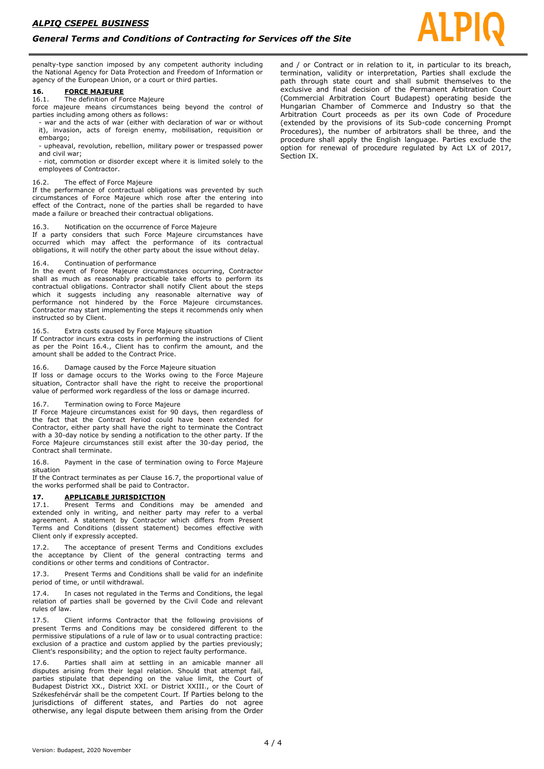penalty-type sanction imposed by any competent authority including the National Agency for Data Protection and Freedom of Information or agency of the European Union, or a court or third parties.

## 16. FORCE MAJEURE

16.1. The definition of Force Majeure

force majeure means circumstances being beyond the control of parties including among others as follows:

- war and the acts of war (either with declaration of war or without it), invasion, acts of foreign enemy, mobilisation, requisition or embargo;
- upheaval, revolution, rebellion, military power or trespassed power and civil war;
- riot, commotion or disorder except where it is limited solely to the employees of Contractor.

16.2. The effect of Force Majeure

If the performance of contractual obligations was prevented by such circumstances of Force Majeure which rose after the entering into effect of the Contract, none of the parties shall be regarded to have made a failure or breached their contractual obligations.

16.3. Notification on the occurrence of Force Majeure

If a party considers that such Force Majeure circumstances have occurred which may affect the performance of its contractual obligations, it will notify the other party about the issue without delay.

16.4. Continuation of performance

In the event of Force Majeure circumstances occurring, Contractor shall as much as reasonably practicable take efforts to perform its contractual obligations. Contractor shall notify Client about the steps which it suggests including any reasonable alternative way of performance not hindered by the Force Majeure circumstances. Contractor may start implementing the steps it recommends only when instructed so by Client.

16.5. Extra costs caused by Force Majeure situation

If Contractor incurs extra costs in performing the instructions of Client as per the Point 16.4., Client has to confirm the amount, and the amount shall be added to the Contract Price.

16.6. Damage caused by the Force Majeure situation

If loss or damage occurs to the Works owing to the Force Majeure situation, Contractor shall have the right to receive the proportional value of performed work regardless of the loss or damage incurred.

16.7. Termination owing to Force Majeure

If Force Majeure circumstances exist for 90 days, then regardless of the fact that the Contract Period could have been extended for Contractor, either party shall have the right to terminate the Contract with a 30-day notice by sending a notification to the other party. If the Force Majeure circumstances still exist after the 30-day period, the Contract shall terminate.

16.8. Payment in the case of termination owing to Force Majeure situation

If the Contract terminates as per Clause 16.7, the proportional value of the works performed shall be paid to Contractor.

## 17. APPLICABLE JURISDICTION

17.1. Present Terms and Conditions may be amended and extended only in writing, and neither party may refer to a verbal agreement. A statement by Contractor which differs from Present Terms and Conditions (dissent statement) becomes effective with Client only if expressly accepted.

17.2. The acceptance of present Terms and Conditions excludes the acceptance by Client of the general contracting terms and conditions or other terms and conditions of Contractor.

17.3. Present Terms and Conditions shall be valid for an indefinite period of time, or until withdrawal.

17.4. In cases not regulated in the Terms and Conditions, the legal relation of parties shall be governed by the Civil Code and relevant rules of law.

17.5. Client informs Contractor that the following provisions of present Terms and Conditions may be considered different to the permissive stipulations of a rule of law or to usual contracting practice: exclusion of a practice and custom applied by the parties previously; Client's responsibility; and the option to reject faulty performance.

17.6. Parties shall aim at settling in an amicable manner all disputes arising from their legal relation. Should that attempt fail, parties stipulate that depending on the value limit, the Court of Budapest District XX., District XXI. or District XXIII., or the Court of Székesfehérvár shall be the competent Court. If Parties belong to the jurisdictions of different states, and Parties do not agree otherwise, any legal dispute between them arising from the Order and / or Contract or in relation to it, in particular to its breach, termination, validity or interpretation, Parties shall exclude the path through state court and shall submit themselves to the exclusive and final decision of the Permanent Arbitration Court (Commercial Arbitration Court Budapest) operating beside the Hungarian Chamber of Commerce and Industry so that the Arbitration Court proceeds as per its own Code of Procedure (extended by the provisions of its Sub-code concerning Prompt Procedures), the number of arbitrators shall be three, and the procedure shall apply the English language. Parties exclude the option for renewal of procedure regulated by Act LX of 2017, Section IX.

Version: Budapest, 2020 November